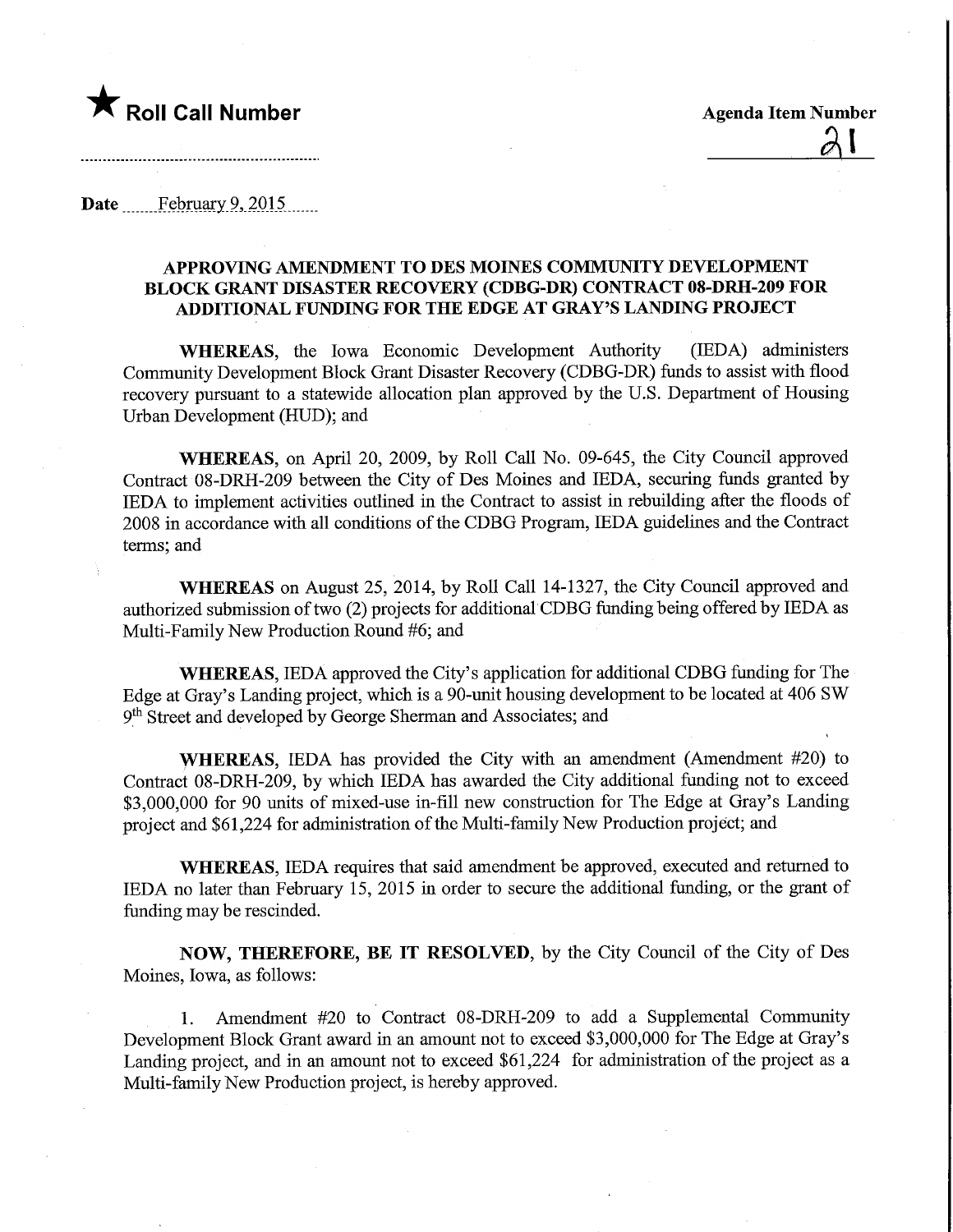★ **Roll Call Number**

**Agenda Item Number**

21

**Date** February 9, 2015

## APPROVING AMENDMENT TO DES MOINES COMMUNITY DEVELOPMENT BLOCK GRANT DISASTER RECOVERY (CDBG-DR) CONTRACT 08-DRH-209 FOR ADDITIONAL FUNDING FOR THE EDGE AT GRAY'S LANDING PROJECT

**WHEREAS**, the Iowa Economic Development Authority (IEDA) administers Community Development Block Grant Disaster Recovery (CDBG-DR) funds to assist with flood recovery pursuant to a statewide allocation plan approved by the U.S. Department of Housing Urban Development (HUD); and

**WHEREAS**, on April 20, 2009, by Roll Call No. 09-645, the City Council approved Contract 08-DRH-209 between the City of Des Moines and IEDA, securing funds granted by IEDA to implement activities outlined in the Contract to assist in rebuilding after the floods of 2008 in accordance with all conditions of the CDBG Program, IEDA guidelines and the Contract terms; and

**WHEREAS** on August 25, 2014, by Roll Call 14-1327, the City Council approved and authorized submission of two (2) projects for additional CDBG funding being offered by IEDA as Multi-Family New Production Round #6; and

**WHEREAS**, IEDA approved the City's application for additional CDBG funding for The Edge at Gray's Landing project, which is a 90-unit housing development to be located at 406 SW 9th Street and developed by George Sherman and Associates; and

**WHEREAS**, IEDA has provided the City with an amendment (Amendment #20) to Contract 08-DRH-209, by which IEDA has awarded the City additional funding not to exceed $3,000,000 for 90 units of mixed-use in-fill new construction for The Edge at Gray's Landing project and $61,224 for administration of the Multi-family New Production project; and

**WHEREAS**, IEDA requires that said amendment be approved, executed and returned to IEDA no later than February 15, 2015 in order to secure the additional funding, or the grant of funding may be rescinded.

**NOW, THEREFORE, BE IT RESOLVED**, by the City Council of the City of Des Moines, Iowa, as follows:

1. Amendment #20 to Contract 08-DRH-209 to add a Supplemental Community Development Block Grant award in an amount not to exceed $3,000,000 for The Edge at Gray's Landing project, and in an amount not to exceed $61,224 for administration of the project as a Multi-family New Production project, is hereby approved.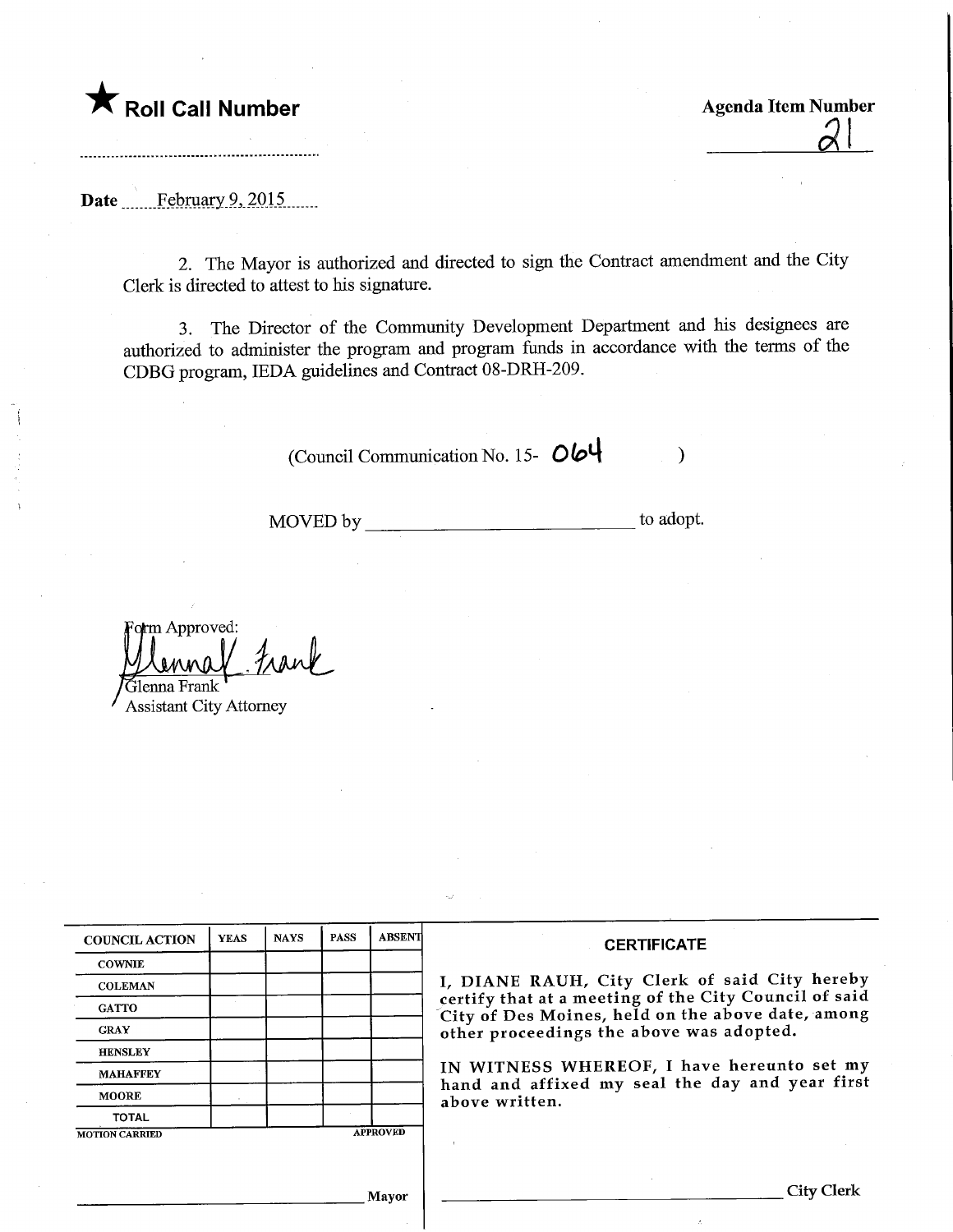★ **Roll Call Number**

**Agenda Item Number**
21

**Date** February 9, 2015

2. The Mayor is authorized and directed to sign the Contract amendment and the City Clerk is directed to attest to his signature.

3. The Director of the Community Development Department and his designees are authorized to administer the program and program funds in accordance with the terms of the CDBG program, IEDA guidelines and Contract 08-DRH-209.

(Council Communication No. 15- 064 )

MOVED by ____________________ to adopt.

Form Approved:

Glenna Frank
Assistant City Attorney

| COUNCIL ACTION | YEAS | NAYS | PASS | ABSENT |
|---|---|---|---|---|
| COWNIE | | | | |
| COLEMAN | | | | |
| GATTO | | | | |
| GRAY | | | | |
| HENSLEY | | | | |
| MAHAFFEY | | | | |
| MOORE | | | | |
| TOTAL | | | | |

MOTION CARRIED APPROVED

____________________ Mayor

**CERTIFICATE**

I, DIANE RAUH, City Clerk of said City hereby certify that at a meeting of the City Council of said City of Des Moines, held on the above date, among other proceedings the above was adopted.

IN WITNESS WHEREOF, I have hereunto set my hand and affixed my seal the day and year first above written.

____________________ City Clerk